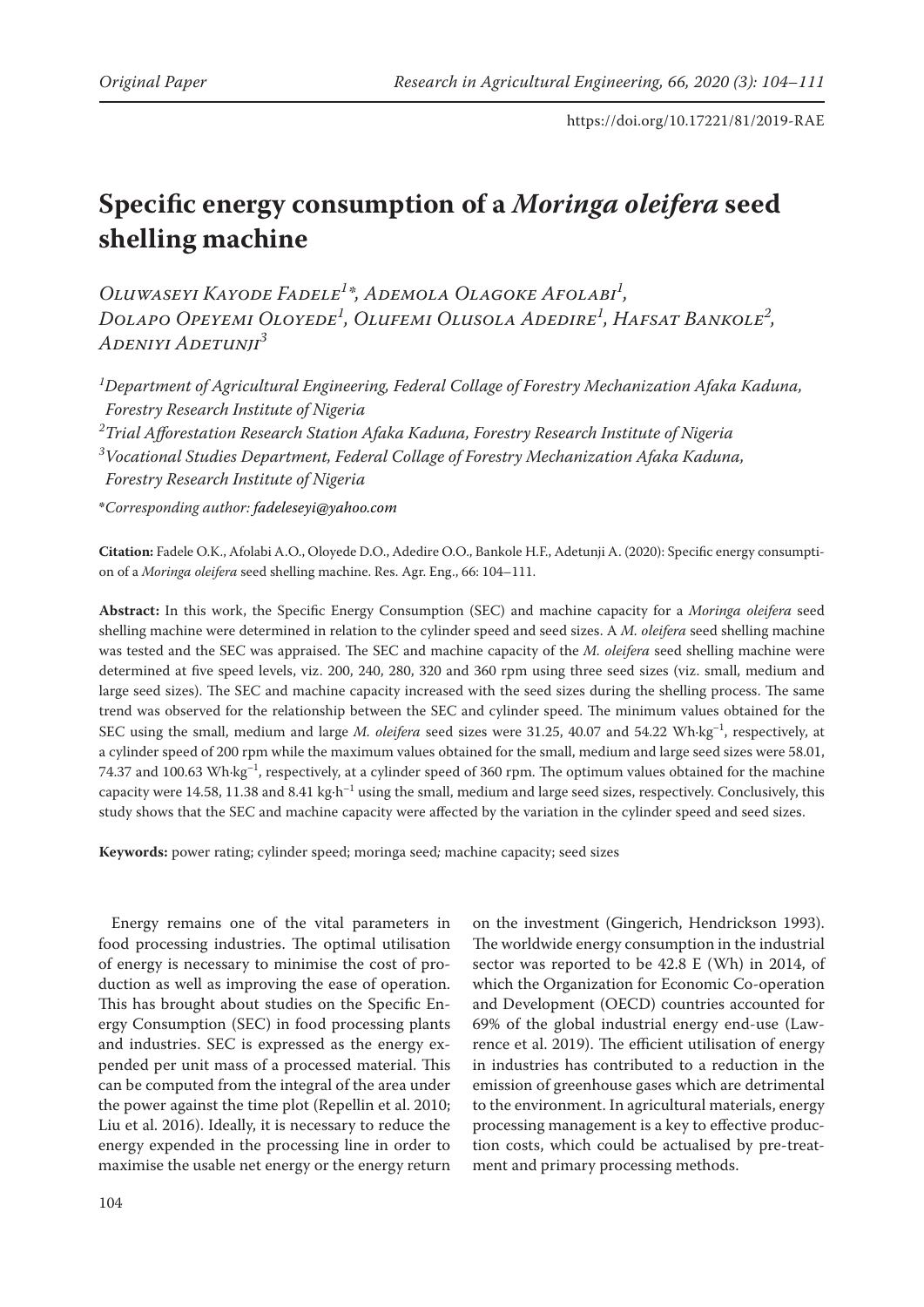Original Paper

https://doi.org/10.17221/81/2019-RAE

# Specific energy consumption of a *Moringa oleifera* seed shelling machine

*Oluwaseyi Kayode Fadele[1]\*, Ademola Olagoke Afolabi[1], Dolapo Opeyemi Oloyede[1], Olufemi Olusola Adedire[1], Hafsat Bankole[2], Adeniyi Adetunji[3]*

[1]*Department of Agricultural Engineering, Federal Collage of Forestry Mechanization Afaka Kaduna, Forestry Research Institute of Nigeria*

[2]*Trial Afforestation Research Station Afaka Kaduna, Forestry Research Institute of Nigeria*

[3]*Vocational Studies Department, Federal Collage of Forestry Mechanization Afaka Kaduna, Forestry Research Institute of Nigeria*

\**Corresponding author: fadeleseyi@yahoo.com*

**Citation:** Fadele O.K., Afolabi A.O., Oloyede D.O., Adedire O.O., Bankole H.F., Adetunji A. (2020): Specific energy consumption of a *Moringa oleifera* seed shelling machine. Res. Agr. Eng., 66: 104–111.

**Abstract:** In this work, the Specific Energy Consumption (SEC) and machine capacity for a *Moringa oleifera* seed shelling machine were determined in relation to the cylinder speed and seed sizes. A *M. oleifera* seed shelling machine was tested and the SEC was appraised. The SEC and machine capacity of the *M. oleifera* seed shelling machine were determined at five speed levels, viz. 200, 240, 280, 320 and 360 rpm using three seed sizes (viz. small, medium and large seed sizes). The SEC and machine capacity increased with the seed sizes during the shelling process. The same trend was observed for the relationship between the SEC and cylinder speed. The minimum values obtained for the SEC using the small, medium and large *M. oleifera* seed sizes were 31.25, 40.07 and 54.22 Wh·kg$^{-1}$, respectively, at a cylinder speed of 200 rpm while the maximum values obtained for the small, medium and large seed sizes were 58.01, 74.37 and 100.63 Wh·kg$^{-1}$, respectively, at a cylinder speed of 360 rpm. The optimum values obtained for the machine capacity were 14.58, 11.38 and 8.41 kg·h$^{-1}$ using the small, medium and large seed sizes, respectively. Conclusively, this study shows that the SEC and machine capacity were affected by the variation in the cylinder speed and seed sizes.

**Keywords:** power rating; cylinder speed; moringa seed; machine capacity; seed sizes

Energy remains one of the vital parameters in food processing industries. The optimal utilisation of energy is necessary to minimise the cost of production as well as improving the ease of operation. This has brought about studies on the Specific Energy Consumption (SEC) in food processing plants and industries. SEC is expressed as the energy expended per unit mass of a processed material. This can be computed from the integral of the area under the power against the time plot (Repellin et al. 2010; Liu et al. 2016). Ideally, it is necessary to reduce the energy expended in the processing line in order to maximise the usable net energy or the energy return on the investment (Gingerich, Hendrickson 1993). The worldwide energy consumption in the industrial sector was reported to be 42.8 E (Wh) in 2014, of which the Organization for Economic Co-operation and Development (OECD) countries accounted for 69% of the global industrial energy end-use (Lawrence et al. 2019). The efficient utilisation of energy in industries has contributed to a reduction in the emission of greenhouse gases which are detrimental to the environment. In agricultural materials, energy processing management is a key to effective production costs, which could be actualised by pre-treatment and primary processing methods.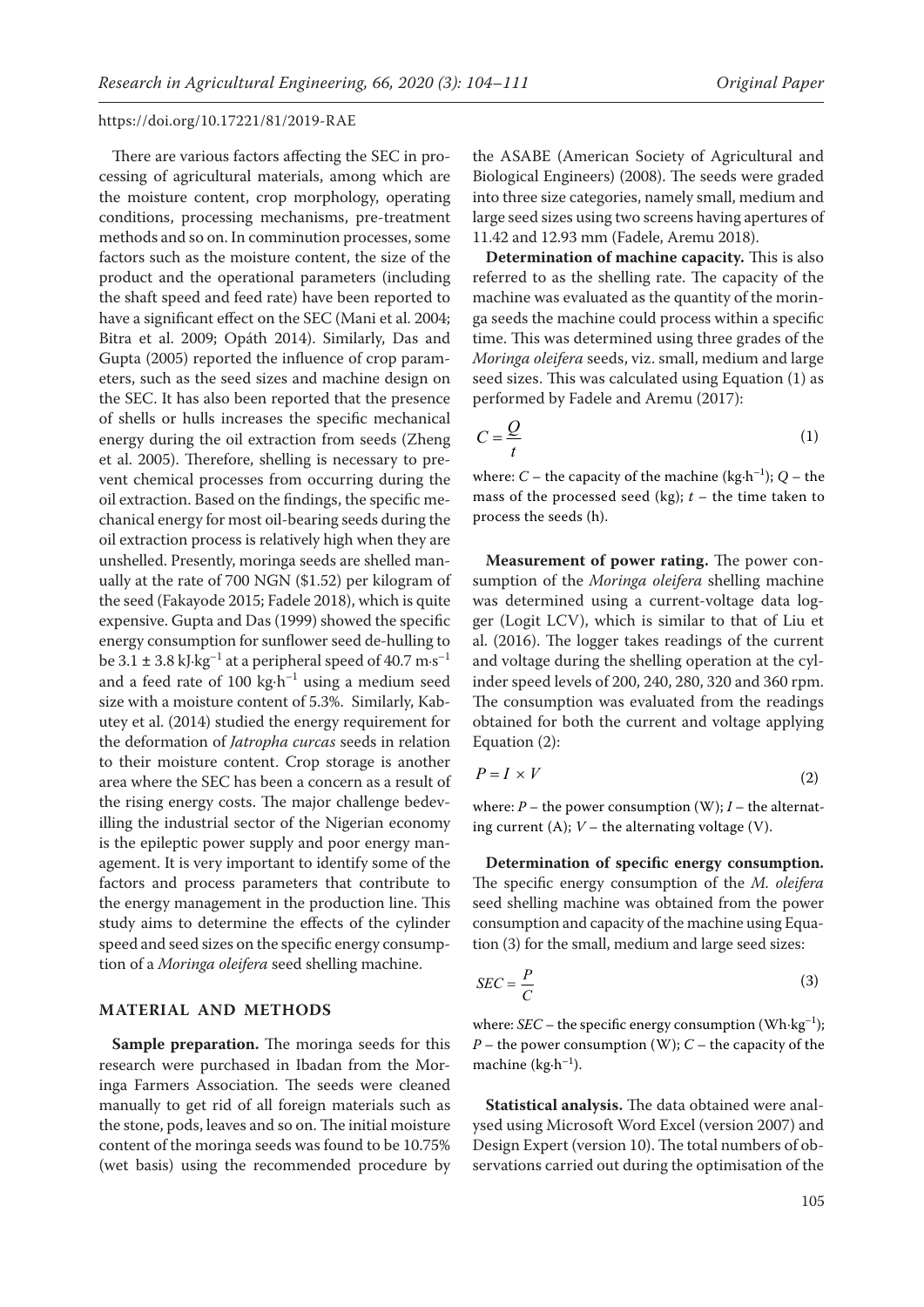There are various factors affecting the SEC in processing of agricultural materials, among which are the moisture content, crop morphology, operating conditions, processing mechanisms, pre-treatment methods and so on. In comminution processes, some factors such as the moisture content, the size of the product and the operational parameters (including the shaft speed and feed rate) have been reported to have a significant effect on the SEC (Mani et al. 2004; Bitra et al. 2009; Opáth 2014). Similarly, Das and Gupta (2005) reported the influence of crop parameters, such as the seed sizes and machine design on the SEC. It has also been reported that the presence of shells or hulls increases the specific mechanical energy during the oil extraction from seeds (Zheng et al. 2005). Therefore, shelling is necessary to prevent chemical processes from occurring during the oil extraction. Based on the findings, the specific mechanical energy for most oil-bearing seeds during the oil extraction process is relatively high when they are unshelled. Presently, moringa seeds are shelled manually at the rate of 700 NGN ($1.52) per kilogram of the seed (Fakayode 2015; Fadele 2018), which is quite expensive. Gupta and Das (1999) showed the specific energy consumption for sunflower seed de-hulling to be 3.1 ± 3.8 kJ·kg$^{-1}$ at a peripheral speed of 40.7 m·s$^{-1}$ and a feed rate of 100 kg·h$^{-1}$ using a medium seed size with a moisture content of 5.3%. Similarly, Kabutey et al. (2014) studied the energy requirement for the deformation of *Jatropha curcas* seeds in relation to their moisture content. Crop storage is another area where the SEC has been a concern as a result of the rising energy costs. The major challenge bedevilling the industrial sector of the Nigerian economy is the epileptic power supply and poor energy management. It is very important to identify some of the factors and process parameters that contribute to the energy management in the production line. This study aims to determine the effects of the cylinder speed and seed sizes on the specific energy consumption of a *Moringa oleifera* seed shelling machine.

## MATERIAL AND METHODS

**Sample preparation.** The moringa seeds for this research were purchased in Ibadan from the Moringa Farmers Association. The seeds were cleaned manually to get rid of all foreign materials such as the stone, pods, leaves and so on. The initial moisture content of the moringa seeds was found to be 10.75% (wet basis) using the recommended procedure by the ASABE (American Society of Agricultural and Biological Engineers) (2008). The seeds were graded into three size categories, namely small, medium and large seed sizes using two screens having apertures of 11.42 and 12.93 mm (Fadele, Aremu 2018).

**Determination of machine capacity.** This is also referred to as the shelling rate. The capacity of the machine was evaluated as the quantity of the moringa seeds the machine could process within a specific time. This was determined using three grades of the *Moringa oleifera* seeds, viz. small, medium and large seed sizes. This was calculated using Equation (1) as performed by Fadele and Aremu (2017):

$$C = \frac{Q}{t} \tag{1}$$

where: $C$ – the capacity of the machine (kg·h$^{-1}$); $Q$ – the mass of the processed seed (kg); $t$ – the time taken to process the seeds (h).

**Measurement of power rating.** The power consumption of the *Moringa oleifera* shelling machine was determined using a current-voltage data logger (Logit LCV), which is similar to that of Liu et al. (2016). The logger takes readings of the current and voltage during the shelling operation at the cylinder speed levels of 200, 240, 280, 320 and 360 rpm. The consumption was evaluated from the readings obtained for both the current and voltage applying Equation (2):

$$P = I \times V \tag{2}$$

where: $P$ – the power consumption (W); $I$ – the alternating current (A); $V$ – the alternating voltage (V).

**Determination of specific energy consumption.** The specific energy consumption of the *M. oleifera* seed shelling machine was obtained from the power consumption and capacity of the machine using Equation (3) for the small, medium and large seed sizes:

$$SEC = \frac{P}{C} \tag{3}$$

where: $SEC$ – the specific energy consumption (Wh·kg$^{-1}$); $P$ – the power consumption (W); $C$ – the capacity of the machine (kg·h$^{-1}$).

**Statistical analysis.** The data obtained were analysed using Microsoft Word Excel (version 2007) and Design Expert (version 10). The total numbers of observations carried out during the optimisation of the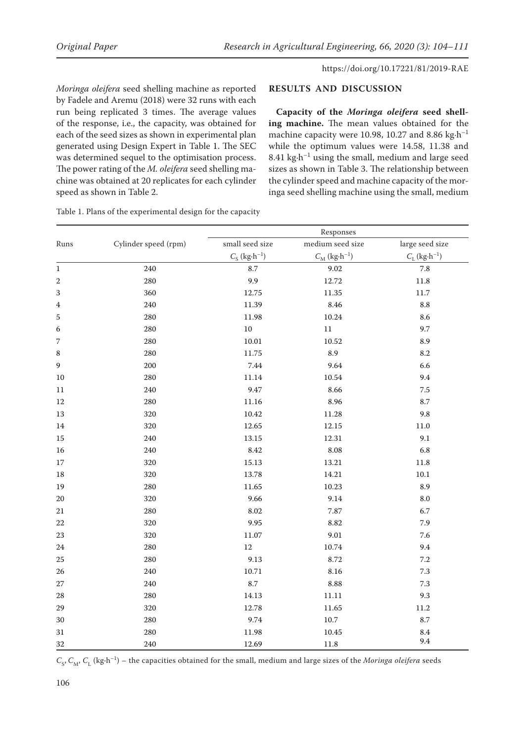*Moringa oleifera* seed shelling machine as reported by Fadele and Aremu (2018) were 32 runs with each run being replicated 3 times. The average values of the response, i.e., the capacity, was obtained for each of the seed sizes as shown in experimental plan generated using Design Expert in Table 1. The SEC was determined sequel to the optimisation process. The power rating of the *M. oleifera* seed shelling machine was obtained at 20 replicates for each cylinder speed as shown in Table 2.

Table 1. Plans of the experimental design for the capacity

| Runs | Cylinder speed (rpm) | Responses | | |
|---|---|---|---|---|
| | | small seed size | medium seed size | large seed size |
| | | $C_S$ (kg·h$^{-1}$) | $C_M$ (kg·h$^{-1}$) | $C_L$ (kg·h$^{-1}$) |
| 1 | 240 | 8.7 | 9.02 | 7.8 |
| 2 | 280 | 9.9 | 12.72 | 11.8 |
| 3 | 360 | 12.75 | 11.35 | 11.7 |
| 4 | 240 | 11.39 | 8.46 | 8.8 |
| 5 | 280 | 11.98 | 10.24 | 8.6 |
| 6 | 280 | 10 | 11 | 9.7 |
| 7 | 280 | 10.01 | 10.52 | 8.9 |
| 8 | 280 | 11.75 | 8.9 | 8.2 |
| 9 | 200 | 7.44 | 9.64 | 6.6 |
| 10 | 280 | 11.14 | 10.54 | 9.4 |
| 11 | 240 | 9.47 | 8.66 | 7.5 |
| 12 | 280 | 11.16 | 8.96 | 8.7 |
| 13 | 320 | 10.42 | 11.28 | 9.8 |
| 14 | 320 | 12.65 | 12.15 | 11.0 |
| 15 | 240 | 13.15 | 12.31 | 9.1 |
| 16 | 240 | 8.42 | 8.08 | 6.8 |
| 17 | 320 | 15.13 | 13.21 | 11.8 |
| 18 | 320 | 13.78 | 14.21 | 10.1 |
| 19 | 280 | 11.65 | 10.23 | 8.9 |
| 20 | 320 | 9.66 | 9.14 | 8.0 |
| 21 | 280 | 8.02 | 7.87 | 6.7 |
| 22 | 320 | 9.95 | 8.82 | 7.9 |
| 23 | 320 | 11.07 | 9.01 | 7.6 |
| 24 | 280 | 12 | 10.74 | 9.4 |
| 25 | 280 | 9.13 | 8.72 | 7.2 |
| 26 | 240 | 10.71 | 8.16 | 7.3 |
| 27 | 240 | 8.7 | 8.88 | 7.3 |
| 28 | 280 | 14.13 | 11.11 | 9.3 |
| 29 | 320 | 12.78 | 11.65 | 11.2 |
| 30 | 280 | 9.74 | 10.7 | 8.7 |
| 31 | 280 | 11.98 | 10.45 | 8.4 |
| 32 | 240 | 12.69 | 11.8 | 9.4 |

$C_S$, $C_M$, $C_L$ (kg·h$^{-1}$) – the capacities obtained for the small, medium and large sizes of the *Moringa oleifera* seeds

## RESULTS AND DISCUSSION

**Capacity of the *Moringa oleifera* seed shelling machine.** The mean values obtained for the machine capacity were 10.98, 10.27 and 8.86 kg·h$^{-1}$ while the optimum values were 14.58, 11.38 and 8.41 kg·h$^{-1}$ using the small, medium and large seed sizes as shown in Table 3. The relationship between the cylinder speed and machine capacity of the moringa seed shelling machine using the small, medium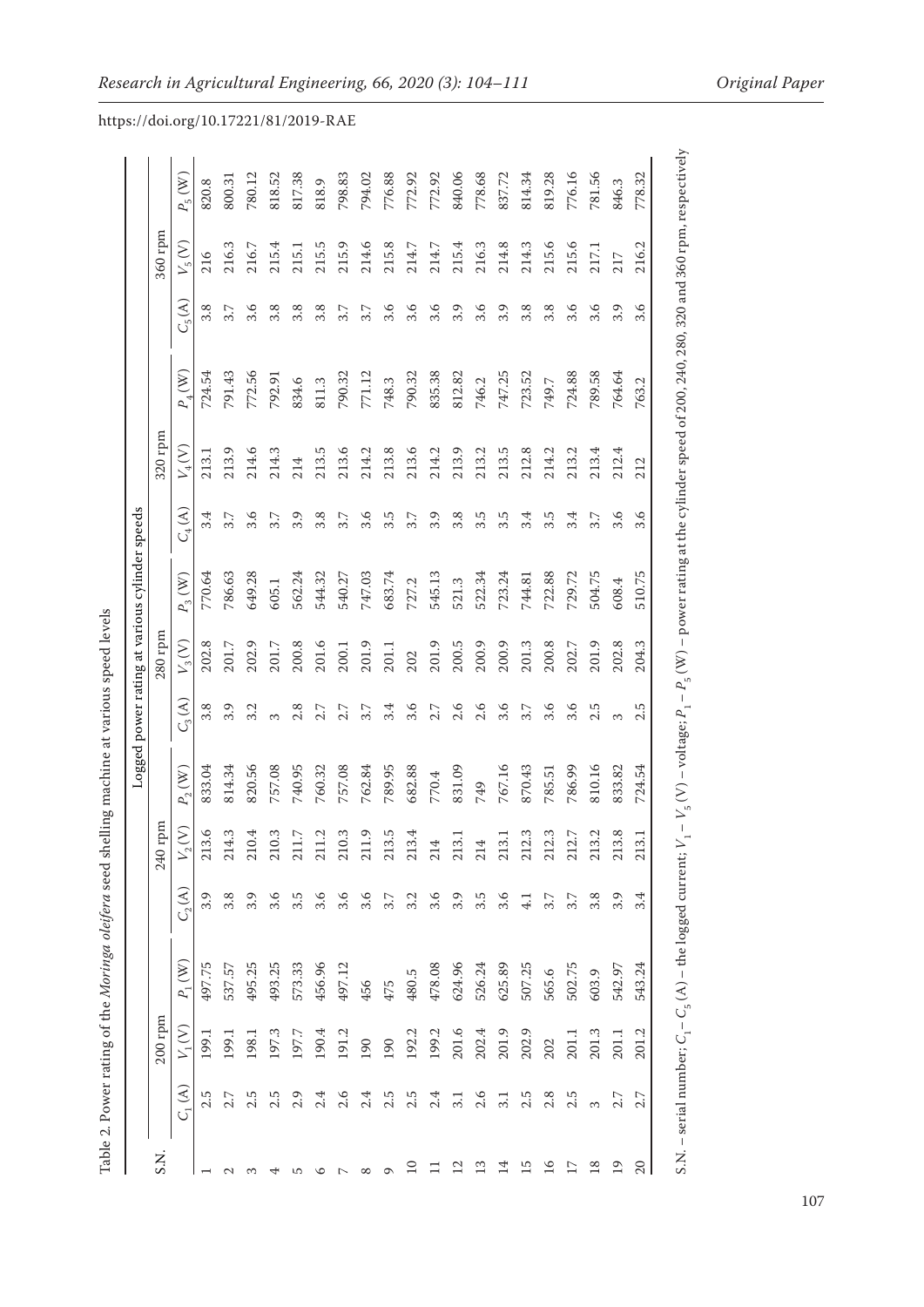https://doi.org/10.17221/81/2019-RAE

Table 2. Power rating of the *Moringa oleifera* seed shelling machine at various speed levels

| S.N. | Logged power rating at various cylinder speeds | | | | | | | | | | | | | | |
|---|---|---|---|---|---|---|---|---|---|---|---|---|---|---|---|
| | 200 rpm | | | 240 rpm | | | 280 rpm | | | 320 rpm | | | 360 rpm | | |
| | $C_1$ (A) | $V_1$ (V) | $P_1$ (W) | $C_2$ (A) | $V_2$ (V) | $P_2$ (W) | $C_3$ (A) | $V_3$ (V) | $P_3$ (W) | $C_4$ (A) | $V_4$ (V) | $P_4$ (W) | $C_5$ (A) | $V_5$ (V) | $P_5$ (W) |
| 1 | 2.5 | 199.1 | 497.75 | 3.9 | 213.6 | 833.04 | 3.8 | 202.8 | 770.64 | 3.4 | 213.1 | 724.54 | 3.8 | 216 | 820.8 |
| 2 | 2.7 | 199.1 | 537.57 | 3.8 | 214.3 | 814.34 | 3.9 | 201.7 | 786.63 | 3.7 | 213.9 | 791.43 | 3.7 | 216.3 | 800.31 |
| 3 | 2.5 | 198.1 | 495.25 | 3.9 | 210.4 | 820.56 | 3.2 | 202.9 | 649.28 | 3.6 | 214.6 | 772.56 | 3.6 | 216.7 | 780.12 |
| 4 | 2.5 | 197.3 | 493.25 | 3.6 | 210.3 | 757.08 | 3 | 201.7 | 605.1 | 3.7 | 214.3 | 792.91 | 3.8 | 215.4 | 818.52 |
| 5 | 2.9 | 197.7 | 573.33 | 3.5 | 211.7 | 740.95 | 2.8 | 200.8 | 562.24 | 3.9 | 214 | 834.6 | 3.8 | 215.1 | 817.38 |
| 6 | 2.4 | 190.4 | 456.96 | 3.6 | 211.2 | 760.32 | 2.7 | 201.6 | 544.32 | 3.8 | 213.5 | 811.3 | 3.8 | 215.5 | 818.9 |
| 7 | 2.6 | 191.2 | 497.12 | 3.6 | 210.3 | 757.08 | 2.7 | 200.1 | 540.27 | 3.7 | 213.6 | 790.32 | 3.7 | 215.9 | 798.83 |
| 8 | 2.4 | 190 | 456 | 3.6 | 211.9 | 762.84 | 3.7 | 201.9 | 747.03 | 3.6 | 214.2 | 771.12 | 3.7 | 214.6 | 794.02 |
| 9 | 2.5 | 190 | 475 | 3.7 | 213.5 | 789.95 | 3.4 | 201.1 | 683.74 | 3.5 | 213.8 | 748.3 | 3.6 | 215.8 | 776.88 |
| 10 | 2.5 | 192.2 | 480.5 | 3.2 | 213.4 | 682.88 | 3.6 | 202 | 727.2 | 3.7 | 213.6 | 790.32 | 3.6 | 214.7 | 772.92 |
| 11 | 2.4 | 199.2 | 478.08 | 3.6 | 214 | 770.4 | 2.7 | 201.9 | 545.13 | 3.9 | 214.2 | 835.38 | 3.6 | 214.7 | 772.92 |
| 12 | 3.1 | 201.6 | 624.96 | 3.9 | 213.1 | 831.09 | 2.6 | 200.5 | 521.3 | 3.8 | 213.9 | 812.82 | 3.9 | 215.4 | 840.06 |
| 13 | 2.6 | 202.4 | 526.24 | 3.5 | 214 | 749 | 2.6 | 200.9 | 522.34 | 3.5 | 213.2 | 746.2 | 3.6 | 216.3 | 778.68 |
| 14 | 3.1 | 201.9 | 625.89 | 3.6 | 213.1 | 767.16 | 3.6 | 200.9 | 723.24 | 3.5 | 213.5 | 747.25 | 3.9 | 214.8 | 837.72 |
| 15 | 2.5 | 202.9 | 507.25 | 4.1 | 212.3 | 870.43 | 3.7 | 201.3 | 744.81 | 3.4 | 212.8 | 723.52 | 3.8 | 214.3 | 814.34 |
| 16 | 2.8 | 202 | 565.6 | 3.7 | 212.3 | 785.51 | 3.6 | 200.8 | 722.88 | 3.5 | 214.2 | 749.7 | 3.8 | 215.6 | 819.28 |
| 17 | 2.5 | 201.1 | 502.75 | 3.7 | 212.7 | 786.99 | 3.6 | 202.7 | 729.72 | 3.4 | 213.2 | 724.88 | 3.6 | 215.6 | 776.16 |
| 18 | 3 | 201.3 | 603.9 | 3.8 | 213.2 | 810.16 | 2.5 | 201.9 | 504.75 | 3.7 | 213.4 | 789.58 | 3.6 | 217.1 | 781.56 |
| 19 | 2.7 | 201.1 | 542.97 | 3.9 | 213.8 | 833.82 | 3 | 202.8 | 608.4 | 3.6 | 212.4 | 764.64 | 3.9 | 217 | 846.3 |
| 20 | 2.7 | 201.2 | 543.24 | 3.4 | 213.1 | 724.54 | 2.5 | 204.3 | 510.75 | 3.6 | 212 | 763.2 | 3.6 | 216.2 | 778.32 |

S.N. – serial number; $C_1 - C_5$ (A) – the logged current; $V_1 - V_5$ (V) – voltage; $P_1 - P_5$ (W) – power rating at the cylinder speed of 200, 240, 280, 320 and 360 rpm, respectively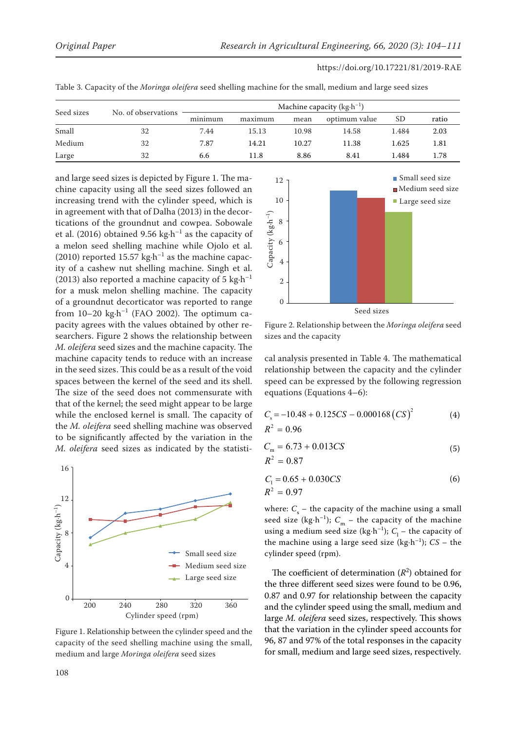Table 3. Capacity of the *Moringa oleifera* seed shelling machine for the small, medium and large seed sizes

| Seed sizes | No. of observations | Machine capacity (kg·h$^{-1}$) | | | | | |
|---|---|---|---|---|---|---|---|
| | | minimum | maximum | mean | optimum value | SD | ratio |
| Small | 32 | 7.44 | 15.13 | 10.98 | 14.58 | 1.484 | 2.03 |
| Medium | 32 | 7.87 | 14.21 | 10.27 | 11.38 | 1.625 | 1.81 |
| Large | 32 | 6.6 | 11.8 | 8.86 | 8.41 | 1.484 | 1.78 |

and large seed sizes is depicted by Figure 1. The machine capacity using all the seed sizes followed an increasing trend with the cylinder speed, which is in agreement with that of Dalha (2013) in the decortications of the groundnut and cowpea. Sobowale et al. (2016) obtained 9.56 kg·h$^{-1}$ as the capacity of a melon seed shelling machine while Ojolo et al. (2010) reported 15.57 kg·h$^{-1}$ as the machine capacity of a cashew nut shelling machine. Singh et al. (2013) also reported a machine capacity of 5 kg·h$^{-1}$ for a musk melon shelling machine. The capacity of a groundnut decorticator was reported to range from 10–20 kg·h$^{-1}$ (FAO 2002). The optimum capacity agrees with the values obtained by other researchers. Figure 2 shows the relationship between *M. oleifera* seed sizes and the machine capacity. The machine capacity tends to reduce with an increase in the seed sizes. This could be as a result of the void spaces between the kernel of the seed and its shell. The size of the seed does not commensurate with that of the kernel; the seed might appear to be large while the enclosed kernel is small. The capacity of the *M. oleifera* seed shelling machine was observed to be significantly affected by the variation in the *M. oleifera* seed sizes as indicated by the statistical analysis presented in Table 4. The mathematical relationship between the capacity and the cylinder speed can be expressed by the following regression equations (Equations 4–6):

Figure 1. Relationship between the cylinder speed and the capacity of the seed shelling machine using the small, medium and large *Moringa oleifera* seed sizes

Figure 2. Relationship between the *Moringa oleifera* seed sizes and the capacity

$$C_s = -10.48 + 0.125CS - 0.000168(CS)^2 \quad (4)$$

$R^2 = 0.96$

$$C_m = 6.73 + 0.013CS \quad (5)$$

$R^2 = 0.87$

$$C_l = 0.65 + 0.030CS \quad (6)$$

$R^2 = 0.97$

where: $C_s$ – the capacity of the machine using a small seed size (kg·h$^{-1}$); $C_m$ – the capacity of the machine using a medium seed size (kg·h$^{-1}$); $C_l$ – the capacity of the machine using a large seed size (kg·h$^{-1}$); $CS$ – the cylinder speed (rpm).

The coefficient of determination ($R^2$) obtained for the three different seed sizes were found to be 0.96, 0.87 and 0.97 for relationship between the capacity and the cylinder speed using the small, medium and large *M. oleifera* seed sizes, respectively. This shows that the variation in the cylinder speed accounts for 96, 87 and 97% of the total responses in the capacity for small, medium and large seed sizes, respectively.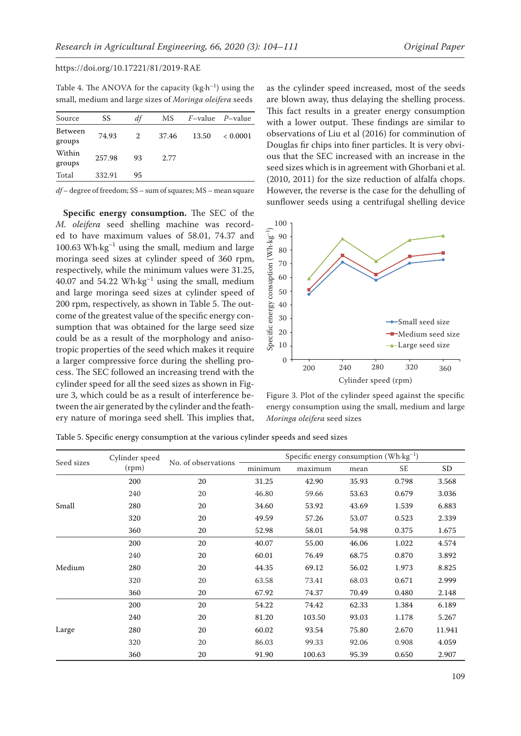Table 4. The ANOVA for the capacity ($kg \cdot h^{-1}$) using the small, medium and large sizes of *Moringa oleifera* seeds

| Source | SS | *df* | MS | *F*–value | *P*–value |
|---|---|---|---|---|---|
| Between groups | 74.93 | 2 | 37.46 | 13.50 | < 0.0001 |
| Within groups | 257.98 | 93 | 2.77 | | |
| Total | 332.91 | 95 | | | |

*df* – degree of freedom; SS – sum of squares; MS – mean square

**Specific energy consumption.** The SEC of the *M. oleifera* seed shelling machine was recorded to have maximum values of 58.01, 74.37 and 100.63 $Wh \cdot kg^{-1}$ using the small, medium and large moringa seed sizes at cylinder speed of 360 rpm, respectively, while the minimum values were 31.25, 40.07 and 54.22 $Wh \cdot kg^{-1}$ using the small, medium and large moringa seed sizes at cylinder speed of 200 rpm, respectively, as shown in Table 5. The outcome of the greatest value of the specific energy consumption that was obtained for the large seed size could be as a result of the morphology and anisotropic properties of the seed which makes it require a larger compressive force during the shelling process. The SEC followed an increasing trend with the cylinder speed for all the seed sizes as shown in Figure 3, which could be as a result of interference between the air generated by the cylinder and the feathery nature of moringa seed shell. This implies that, as the cylinder speed increased, most of the seeds are blown away, thus delaying the shelling process. This fact results in a greater energy consumption with a lower output. These findings are similar to observations of Liu et al (2016) for comminution of Douglas fir chips into finer particles. It is very obvious that the SEC increased with an increase in the seed sizes which is in agreement with Ghorbani et al. (2010, 2011) for the size reduction of alfalfa chops. However, the reverse is the case for the dehulling of sunflower seeds using a centrifugal shelling device

Figure 3. Plot of the cylinder speed against the specific energy consumption using the small, medium and large *Moringa oleifera* seed sizes

Table 5. Specific energy consumption at the various cylinder speeds and seed sizes

| Seed sizes | Cylinder speed (rpm) | No. of observations | Specific energy consumption ($Wh \cdot kg^{-1}$) | | | | |
|---|---|---|---|---|---|---|---|
| | | | minimum | maximum | mean | SE | SD |
| Small | 200 | 20 | 31.25 | 42.90 | 35.93 | 0.798 | 3.568 |
| | 240 | 20 | 46.80 | 59.66 | 53.63 | 0.679 | 3.036 |
| | 280 | 20 | 34.60 | 53.92 | 43.69 | 1.539 | 6.883 |
| | 320 | 20 | 49.59 | 57.26 | 53.07 | 0.523 | 2.339 |
| | 360 | 20 | 52.98 | 58.01 | 54.98 | 0.375 | 1.675 |
| Medium | 200 | 20 | 40.07 | 55.00 | 46.06 | 1.022 | 4.574 |
| | 240 | 20 | 60.01 | 76.49 | 68.75 | 0.870 | 3.892 |
| | 280 | 20 | 44.35 | 69.12 | 56.02 | 1.973 | 8.825 |
| | 320 | 20 | 63.58 | 73.41 | 68.03 | 0.671 | 2.999 |
| | 360 | 20 | 67.92 | 74.37 | 70.49 | 0.480 | 2.148 |
| Large | 200 | 20 | 54.22 | 74.42 | 62.33 | 1.384 | 6.189 |
| | 240 | 20 | 81.20 | 103.50 | 93.03 | 1.178 | 5.267 |
| | 280 | 20 | 60.02 | 93.54 | 75.80 | 2.670 | 11.941 |
| | 320 | 20 | 86.03 | 99.33 | 92.06 | 0.908 | 4.059 |
| | 360 | 20 | 91.90 | 100.63 | 95.39 | 0.650 | 2.907 |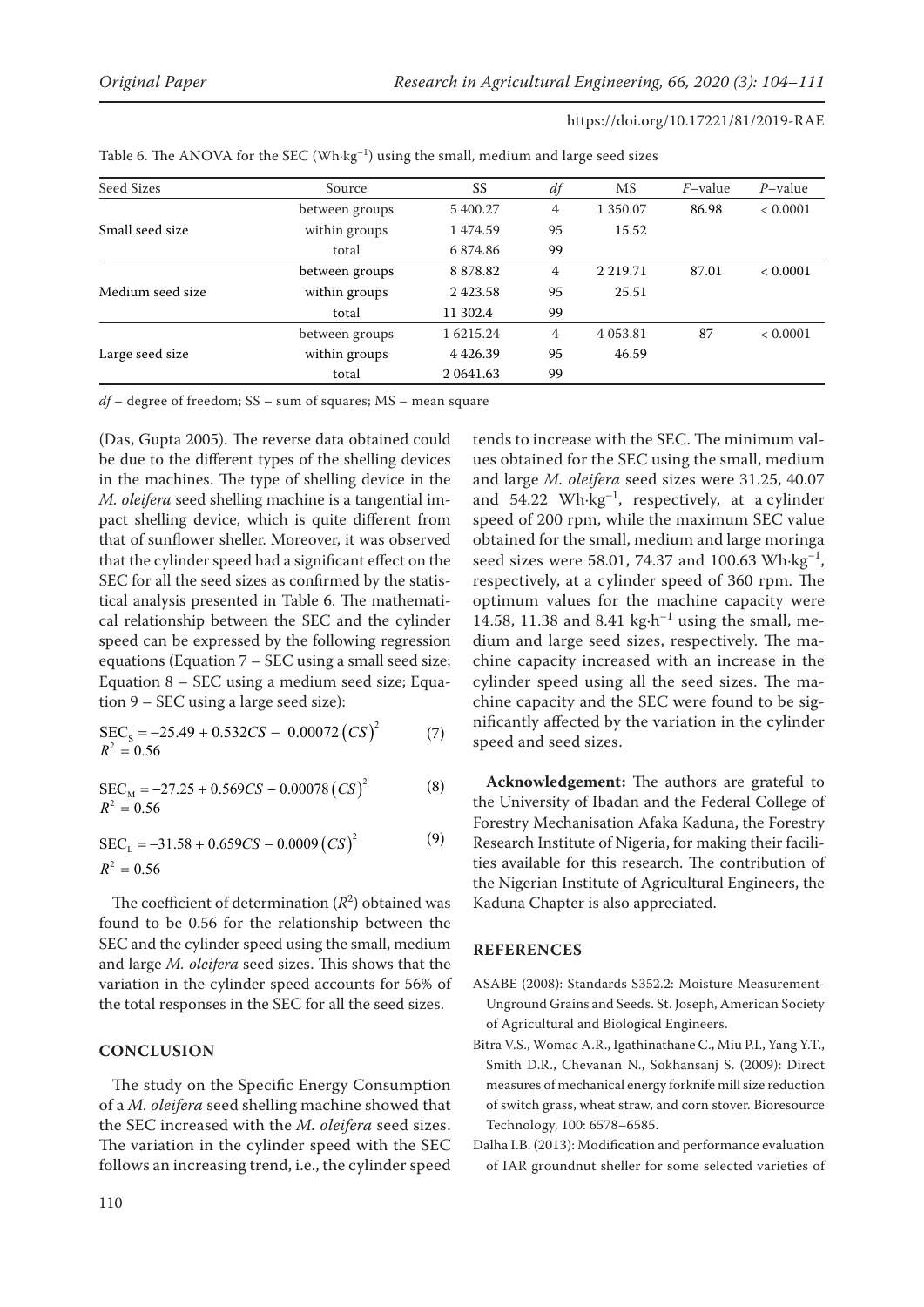Table 6. The ANOVA for the SEC (Wh·kg$^{-1}$) using the small, medium and large seed sizes

| Seed Sizes | Source | SS | *df* | MS | *F*–value | *P*–value |
|---|---|---|---|---|---|---|
| Small seed size | between groups | 5 400.27 | 4 | 1 350.07 | 86.98 | < 0.0001 |
| | within groups | 1 474.59 | 95 | 15.52 | | |
| | total | 6 874.86 | 99 | | | |
| Medium seed size | between groups | 8 878.82 | 4 | 2 219.71 | 87.01 | < 0.0001 |
| | within groups | 2 423.58 | 95 | 25.51 | | |
| | total | 11 302.4 | 99 | | | |
| Large seed size | between groups | 1 6215.24 | 4 | 4 053.81 | 87 | < 0.0001 |
| | within groups | 4 426.39 | 95 | 46.59 | | |
| | total | 2 0641.63 | 99 | | | |

*df* – degree of freedom; SS – sum of squares; MS – mean square

(Das, Gupta 2005). The reverse data obtained could be due to the different types of the shelling devices in the machines. The type of shelling device in the *M. oleifera* seed shelling machine is a tangential impact shelling device, which is quite different from that of sunflower sheller. Moreover, it was observed that the cylinder speed had a significant effect on the SEC for all the seed sizes as confirmed by the statistical analysis presented in Table 6. The mathematical relationship between the SEC and the cylinder speed can be expressed by the following regression equations (Equation 7 – SEC using a small seed size; Equation 8 – SEC using a medium seed size; Equation 9 – SEC using a large seed size):

$$\mathrm{SEC_S} = -25.49 + 0.532CS - 0.00072\left(CS\right)^2 \quad (7)$$
$$R^2 = 0.56$$

$$\mathrm{SEC_M} = -27.25 + 0.569CS - 0.00078\left(CS\right)^2 \quad (8)$$
$$R^2 = 0.56$$

$$\mathrm{SEC_L} = -31.58 + 0.659CS - 0.0009\left(CS\right)^2 \quad (9)$$
$$R^2 = 0.56$$

The coefficient of determination ($R^2$) obtained was found to be 0.56 for the relationship between the SEC and the cylinder speed using the small, medium and large *M. oleifera* seed sizes. This shows that the variation in the cylinder speed accounts for 56% of the total responses in the SEC for all the seed sizes.

## CONCLUSION

The study on the Specific Energy Consumption of a *M. oleifera* seed shelling machine showed that the SEC increased with the *M. oleifera* seed sizes. The variation in the cylinder speed with the SEC follows an increasing trend, i.e., the cylinder speed tends to increase with the SEC. The minimum values obtained for the SEC using the small, medium and large *M. oleifera* seed sizes were 31.25, 40.07 and 54.22 Wh·kg$^{-1}$, respectively, at a cylinder speed of 200 rpm, while the maximum SEC value obtained for the small, medium and large moringa seed sizes were 58.01, 74.37 and 100.63 Wh·kg$^{-1}$, respectively, at a cylinder speed of 360 rpm. The optimum values for the machine capacity were 14.58, 11.38 and 8.41 kg·h$^{-1}$ using the small, medium and large seed sizes, respectively. The machine capacity increased with an increase in the cylinder speed using all the seed sizes. The machine capacity and the SEC were found to be significantly affected by the variation in the cylinder speed and seed sizes.

**Acknowledgement:** The authors are grateful to the University of Ibadan and the Federal College of Forestry Mechanisation Afaka Kaduna, the Forestry Research Institute of Nigeria, for making their facilities available for this research. The contribution of the Nigerian Institute of Agricultural Engineers, the Kaduna Chapter is also appreciated.

## REFERENCES

ASABE (2008): Standards S352.2: Moisture Measurement-Unground Grains and Seeds. St. Joseph, American Society of Agricultural and Biological Engineers.

Bitra V.S., Womac A.R., Igathinathane C., Miu P.I., Yang Y.T., Smith D.R., Chevanan N., Sokhansanj S. (2009): Direct measures of mechanical energy forknife mill size reduction of switch grass, wheat straw, and corn stover. Bioresource Technology, 100: 6578–6585.

Dalha I.B. (2013): Modification and performance evaluation of IAR groundnut sheller for some selected varieties of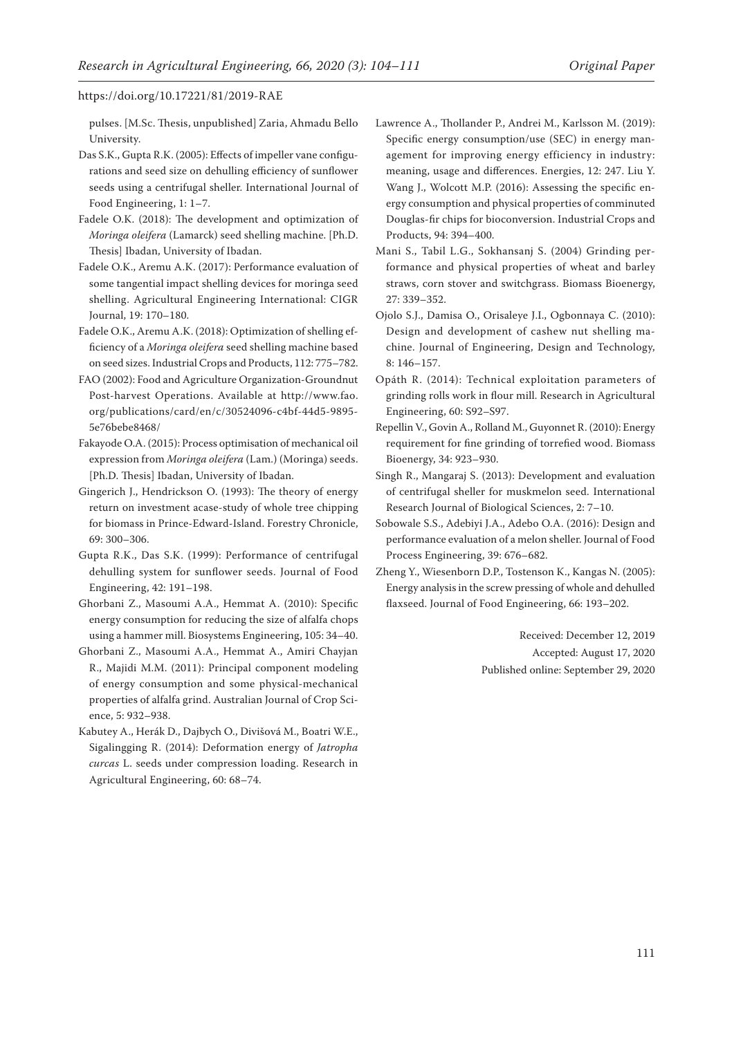pulses. [M.Sc. Thesis, unpublished] Zaria, Ahmadu Bello University.

Das S.K., Gupta R.K. (2005): Effects of impeller vane configurations and seed size on dehulling efficiency of sunflower seeds using a centrifugal sheller. International Journal of Food Engineering, 1: 1–7.

Fadele O.K. (2018): The development and optimization of *Moringa oleifera* (Lamarck) seed shelling machine. [Ph.D. Thesis] Ibadan, University of Ibadan.

Fadele O.K., Aremu A.K. (2017): Performance evaluation of some tangential impact shelling devices for moringa seed shelling. Agricultural Engineering International: CIGR Journal, 19: 170–180.

Fadele O.K., Aremu A.K. (2018): Optimization of shelling efficiency of a *Moringa oleifera* seed shelling machine based on seed sizes. Industrial Crops and Products, 112: 775–782.

FAO (2002): Food and Agriculture Organization-Groundnut Post-harvest Operations. Available at http://www.fao.org/publications/card/en/c/30524096-c4bf-44d5-9895-5e76bebe8468/

Fakayode O.A. (2015): Process optimisation of mechanical oil expression from *Moringa oleifera* (Lam.) (Moringa) seeds. [Ph.D. Thesis] Ibadan, University of Ibadan.

Gingerich J., Hendrickson O. (1993): The theory of energy return on investment acase-study of whole tree chipping for biomass in Prince-Edward-Island. Forestry Chronicle, 69: 300–306.

Gupta R.K., Das S.K. (1999): Performance of centrifugal dehulling system for sunflower seeds. Journal of Food Engineering, 42: 191–198.

Ghorbani Z., Masoumi A.A., Hemmat A. (2010): Specific energy consumption for reducing the size of alfalfa chops using a hammer mill. Biosystems Engineering, 105: 34–40.

Ghorbani Z., Masoumi A.A., Hemmat A., Amiri Chayjan R., Majidi M.M. (2011): Principal component modeling of energy consumption and some physical-mechanical properties of alfalfa grind. Australian Journal of Crop Science, 5: 932–938.

Kabutey A., Herák D., Dajbych O., Divišová M., Boatri W.E., Sigalingging R. (2014): Deformation energy of *Jatropha curcas* L. seeds under compression loading. Research in Agricultural Engineering, 60: 68–74.

Lawrence A., Thollander P., Andrei M., Karlsson M. (2019): Specific energy consumption/use (SEC) in energy management for improving energy efficiency in industry: meaning, usage and differences. Energies, 12: 247. Liu Y. Wang J., Wolcott M.P. (2016): Assessing the specific energy consumption and physical properties of comminuted Douglas-fir chips for bioconversion. Industrial Crops and Products, 94: 394–400.

Mani S., Tabil L.G., Sokhansanj S. (2004) Grinding performance and physical properties of wheat and barley straws, corn stover and switchgrass. Biomass Bioenergy, 27: 339–352.

Ojolo S.J., Damisa O., Orisaleye J.I., Ogbonnaya C. (2010): Design and development of cashew nut shelling machine. Journal of Engineering, Design and Technology, 8: 146–157.

Opáth R. (2014): Technical exploitation parameters of grinding rolls work in flour mill. Research in Agricultural Engineering, 60: S92–S97.

Repellin V., Govin A., Rolland M., Guyonnet R. (2010): Energy requirement for fine grinding of torrefied wood. Biomass Bioenergy, 34: 923–930.

Singh R., Mangaraj S. (2013): Development and evaluation of centrifugal sheller for muskmelon seed. International Research Journal of Biological Sciences, 2: 7–10.

Sobowale S.S., Adebiyi J.A., Adebo O.A. (2016): Design and performance evaluation of a melon sheller. Journal of Food Process Engineering, 39: 676–682.

Zheng Y., Wiesenborn D.P., Tostenson K., Kangas N. (2005): Energy analysis in the screw pressing of whole and dehulled flaxseed. Journal of Food Engineering, 66: 193–202.

Received: December 12, 2019
Accepted: August 17, 2020
Published online: September 29, 2020